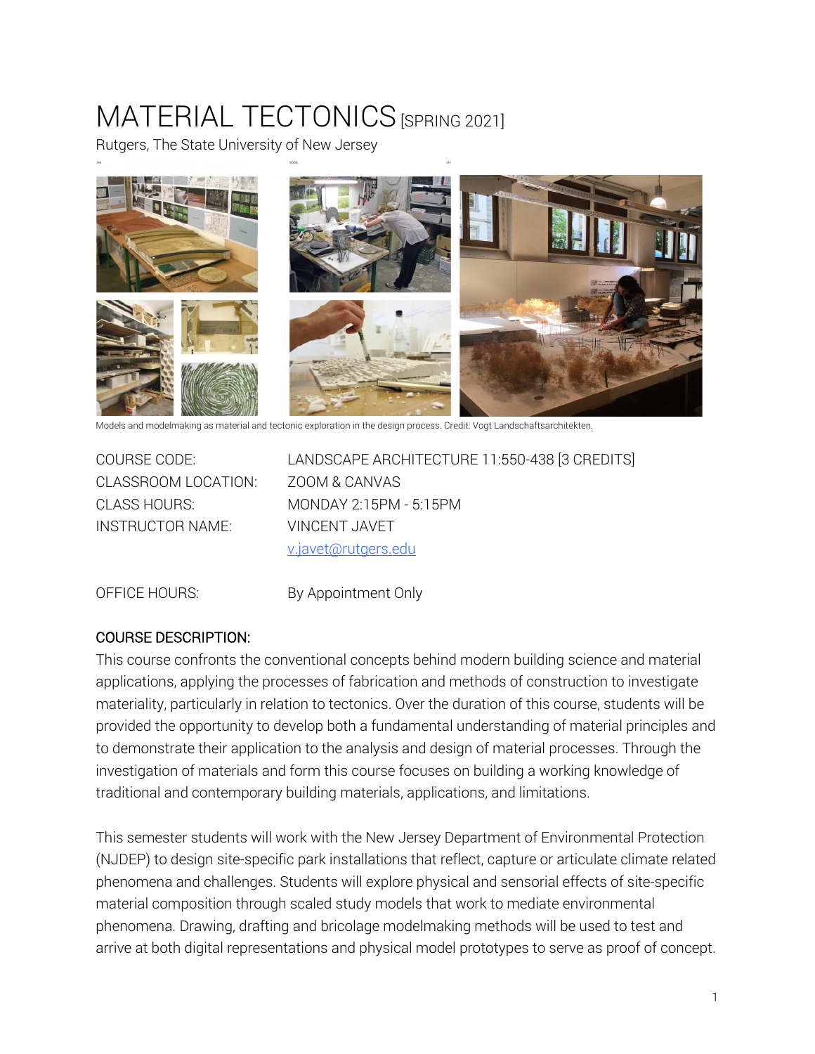# MATERIAL TECTONICS [SPRING 2021]

Rutgers, The State University of New Jersey

Models and modelmaking as material and tectonic exploration in the design process. Credit: Vogt Landschaftsarchitekten.

| | |
|---|---|
| COURSE CODE: | LANDSCAPE ARCHITECTURE 11:550-438 [3 CREDITS] |
| CLASSROOM LOCATION: | ZOOM & CANVAS |
| CLASS HOURS: | MONDAY 2:15PM - 5:15PM |
| INSTRUCTOR NAME: | VINCENT JAVET |
| | v.javet@rutgers.edu |
| OFFICE HOURS: | By Appointment Only |

## COURSE DESCRIPTION:

This course confronts the conventional concepts behind modern building science and material applications, applying the processes of fabrication and methods of construction to investigate materiality, particularly in relation to tectonics. Over the duration of this course, students will be provided the opportunity to develop both a fundamental understanding of material principles and to demonstrate their application to the analysis and design of material processes. Through the investigation of materials and form this course focuses on building a working knowledge of traditional and contemporary building materials, applications, and limitations.

This semester students will work with the New Jersey Department of Environmental Protection (NJDEP) to design site-specific park installations that reflect, capture or articulate climate related phenomena and challenges. Students will explore physical and sensorial effects of site-specific material composition through scaled study models that work to mediate environmental phenomena. Drawing, drafting and bricolage modelmaking methods will be used to test and arrive at both digital representations and physical model prototypes to serve as proof of concept.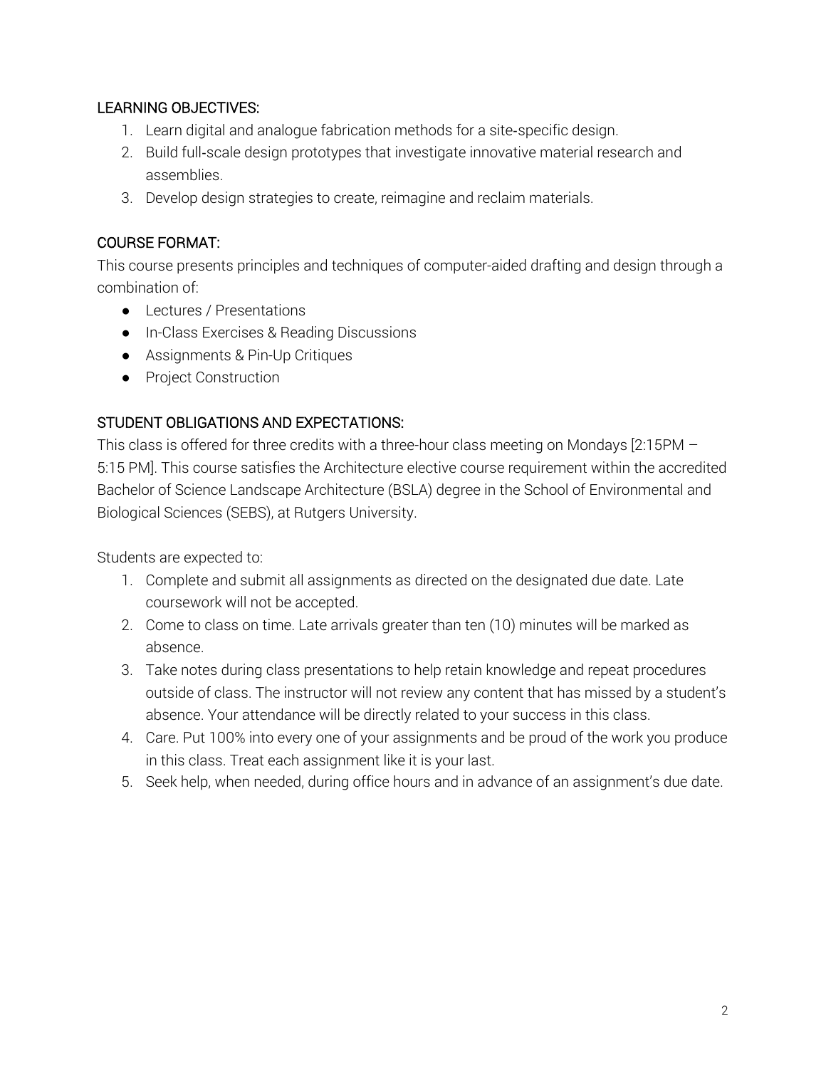## LEARNING OBJECTIVES:

1. Learn digital and analogue fabrication methods for a site-specific design.
2. Build full-scale design prototypes that investigate innovative material research and assemblies.
3. Develop design strategies to create, reimagine and reclaim materials.

## COURSE FORMAT:

This course presents principles and techniques of computer-aided drafting and design through a combination of:

- Lectures / Presentations
- In-Class Exercises & Reading Discussions
- Assignments & Pin-Up Critiques
- Project Construction

## STUDENT OBLIGATIONS AND EXPECTATIONS:

This class is offered for three credits with a three-hour class meeting on Mondays [2:15PM – 5:15 PM]. This course satisfies the Architecture elective course requirement within the accredited Bachelor of Science Landscape Architecture (BSLA) degree in the School of Environmental and Biological Sciences (SEBS), at Rutgers University.

Students are expected to:

1. Complete and submit all assignments as directed on the designated due date. Late coursework will not be accepted.
2. Come to class on time. Late arrivals greater than ten (10) minutes will be marked as absence.
3. Take notes during class presentations to help retain knowledge and repeat procedures outside of class. The instructor will not review any content that has missed by a student's absence. Your attendance will be directly related to your success in this class.
4. Care. Put 100% into every one of your assignments and be proud of the work you produce in this class. Treat each assignment like it is your last.
5. Seek help, when needed, during office hours and in advance of an assignment's due date.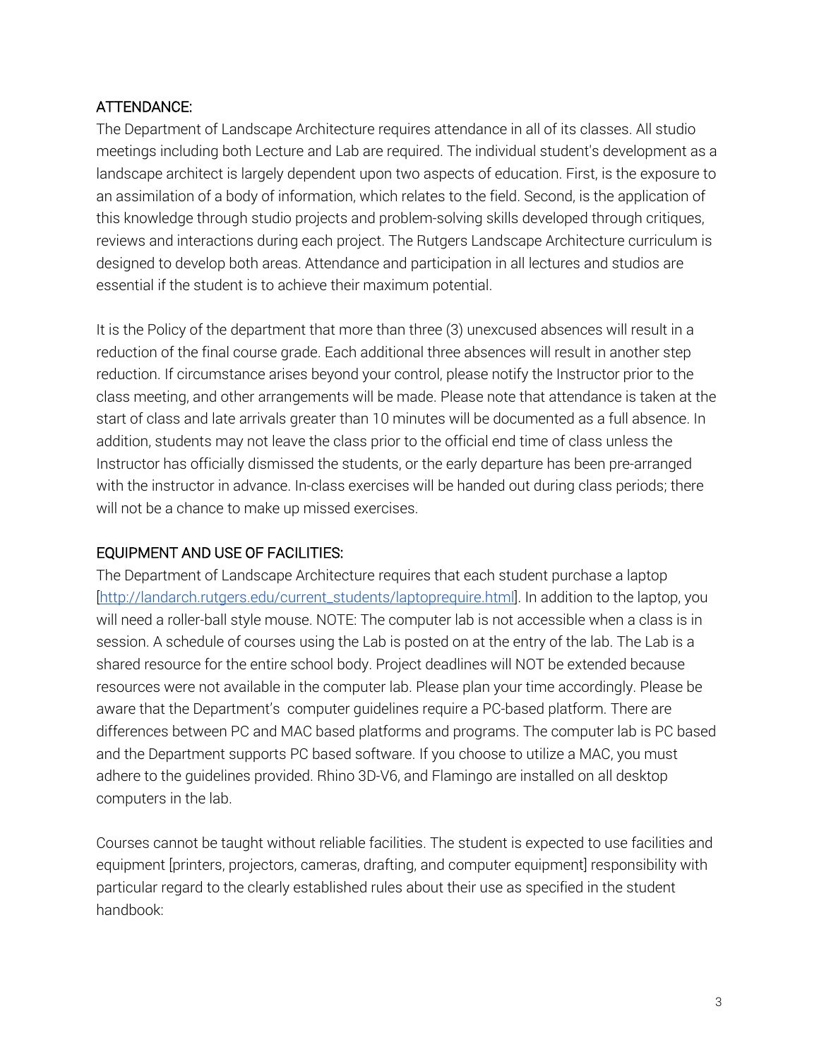## ATTENDANCE:

The Department of Landscape Architecture requires attendance in all of its classes. All studio meetings including both Lecture and Lab are required. The individual student's development as a landscape architect is largely dependent upon two aspects of education. First, is the exposure to an assimilation of a body of information, which relates to the field. Second, is the application of this knowledge through studio projects and problem-solving skills developed through critiques, reviews and interactions during each project. The Rutgers Landscape Architecture curriculum is designed to develop both areas. Attendance and participation in all lectures and studios are essential if the student is to achieve their maximum potential.

It is the Policy of the department that more than three (3) unexcused absences will result in a reduction of the final course grade. Each additional three absences will result in another step reduction. If circumstance arises beyond your control, please notify the Instructor prior to the class meeting, and other arrangements will be made. Please note that attendance is taken at the start of class and late arrivals greater than 10 minutes will be documented as a full absence. In addition, students may not leave the class prior to the official end time of class unless the Instructor has officially dismissed the students, or the early departure has been pre-arranged with the instructor in advance. In-class exercises will be handed out during class periods; there will not be a chance to make up missed exercises.

## EQUIPMENT AND USE OF FACILITIES:

The Department of Landscape Architecture requires that each student purchase a laptop [http://landarch.rutgers.edu/current_students/laptoprequire.html]. In addition to the laptop, you will need a roller-ball style mouse. NOTE: The computer lab is not accessible when a class is in session. A schedule of courses using the Lab is posted on at the entry of the lab. The Lab is a shared resource for the entire school body. Project deadlines will NOT be extended because resources were not available in the computer lab. Please plan your time accordingly. Please be aware that the Department's computer guidelines require a PC-based platform. There are differences between PC and MAC based platforms and programs. The computer lab is PC based and the Department supports PC based software. If you choose to utilize a MAC, you must adhere to the guidelines provided. Rhino 3D-V6, and Flamingo are installed on all desktop computers in the lab.

Courses cannot be taught without reliable facilities. The student is expected to use facilities and equipment [printers, projectors, cameras, drafting, and computer equipment] responsibility with particular regard to the clearly established rules about their use as specified in the student handbook: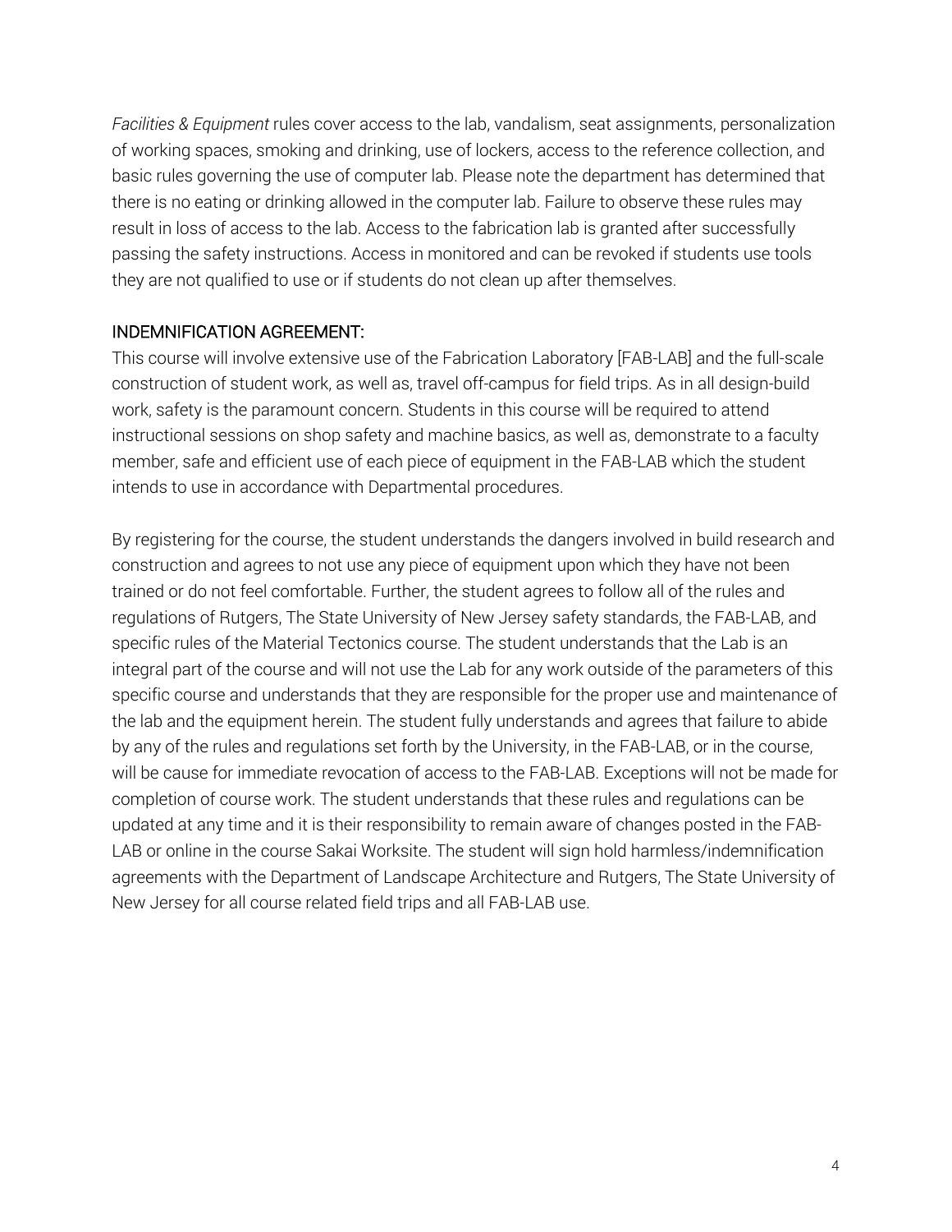*Facilities & Equipment* rules cover access to the lab, vandalism, seat assignments, personalization of working spaces, smoking and drinking, use of lockers, access to the reference collection, and basic rules governing the use of computer lab. Please note the department has determined that there is no eating or drinking allowed in the computer lab. Failure to observe these rules may result in loss of access to the lab. Access to the fabrication lab is granted after successfully passing the safety instructions. Access in monitored and can be revoked if students use tools they are not qualified to use or if students do not clean up after themselves.

## INDEMNIFICATION AGREEMENT:

This course will involve extensive use of the Fabrication Laboratory [FAB-LAB] and the full-scale construction of student work, as well as, travel off-campus for field trips. As in all design-build work, safety is the paramount concern. Students in this course will be required to attend instructional sessions on shop safety and machine basics, as well as, demonstrate to a faculty member, safe and efficient use of each piece of equipment in the FAB-LAB which the student intends to use in accordance with Departmental procedures.

By registering for the course, the student understands the dangers involved in build research and construction and agrees to not use any piece of equipment upon which they have not been trained or do not feel comfortable. Further, the student agrees to follow all of the rules and regulations of Rutgers, The State University of New Jersey safety standards, the FAB-LAB, and specific rules of the Material Tectonics course. The student understands that the Lab is an integral part of the course and will not use the Lab for any work outside of the parameters of this specific course and understands that they are responsible for the proper use and maintenance of the lab and the equipment herein. The student fully understands and agrees that failure to abide by any of the rules and regulations set forth by the University, in the FAB-LAB, or in the course, will be cause for immediate revocation of access to the FAB-LAB. Exceptions will not be made for completion of course work. The student understands that these rules and regulations can be updated at any time and it is their responsibility to remain aware of changes posted in the FAB-LAB or online in the course Sakai Worksite. The student will sign hold harmless/indemnification agreements with the Department of Landscape Architecture and Rutgers, The State University of New Jersey for all course related field trips and all FAB-LAB use.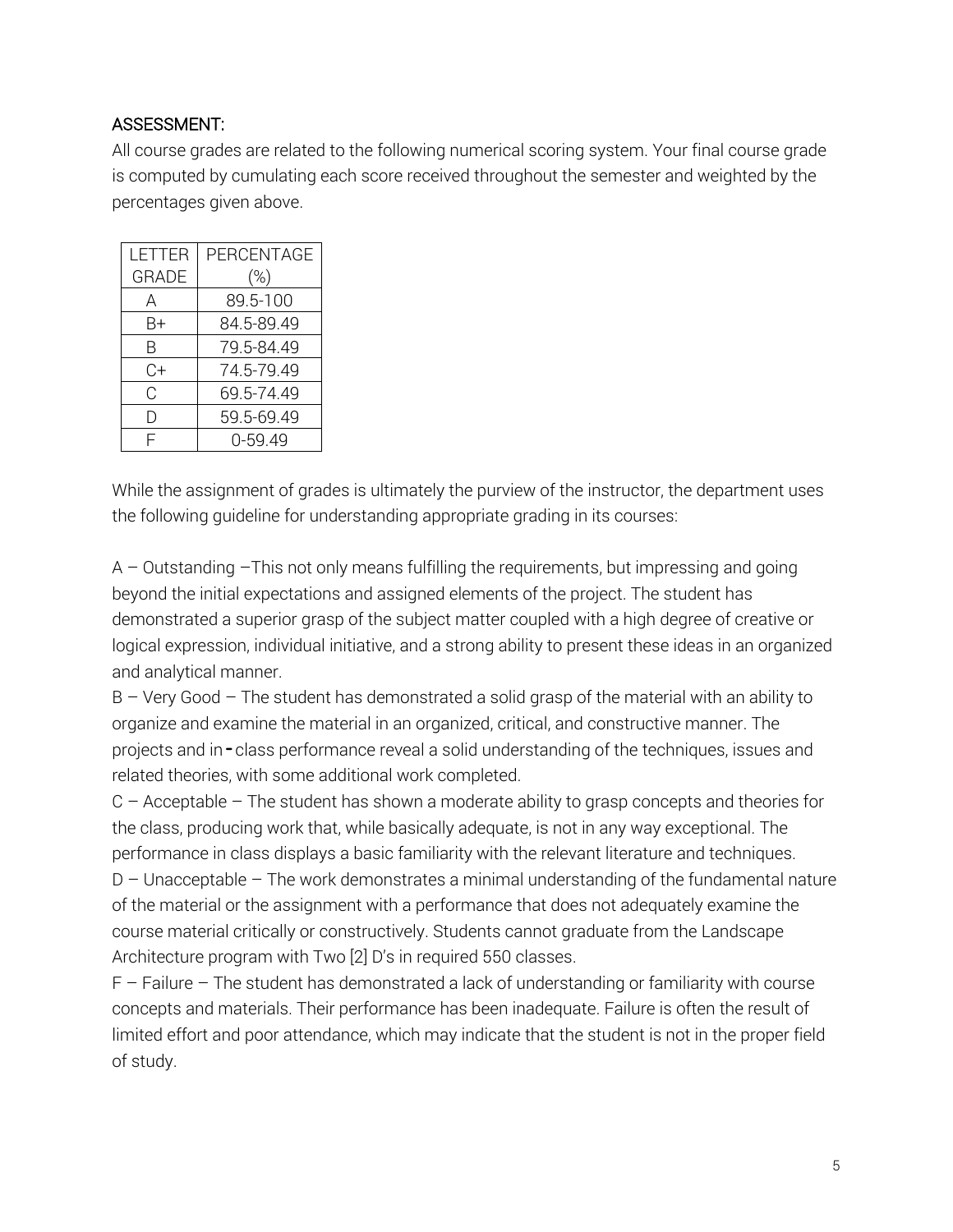## ASSESSMENT:

All course grades are related to the following numerical scoring system. Your final course grade is computed by cumulating each score received throughout the semester and weighted by the percentages given above.

| LETTER GRADE | PERCENTAGE (%) |
| --- | --- |
| A | 89.5-100 |
| B+ | 84.5-89.49 |
| B | 79.5-84.49 |
| C+ | 74.5-79.49 |
| C | 69.5-74.49 |
| D | 59.5-69.49 |
| F | 0-59.49 |

While the assignment of grades is ultimately the purview of the instructor, the department uses the following guideline for understanding appropriate grading in its courses:

A – Outstanding –This not only means fulfilling the requirements, but impressing and going beyond the initial expectations and assigned elements of the project. The student has demonstrated a superior grasp of the subject matter coupled with a high degree of creative or logical expression, individual initiative, and a strong ability to present these ideas in an organized and analytical manner.

B – Very Good – The student has demonstrated a solid grasp of the material with an ability to organize and examine the material in an organized, critical, and constructive manner. The projects and in-class performance reveal a solid understanding of the techniques, issues and related theories, with some additional work completed.

C – Acceptable – The student has shown a moderate ability to grasp concepts and theories for the class, producing work that, while basically adequate, is not in any way exceptional. The performance in class displays a basic familiarity with the relevant literature and techniques.

D – Unacceptable – The work demonstrates a minimal understanding of the fundamental nature of the material or the assignment with a performance that does not adequately examine the course material critically or constructively. Students cannot graduate from the Landscape Architecture program with Two [2] D's in required 550 classes.

F – Failure – The student has demonstrated a lack of understanding or familiarity with course concepts and materials. Their performance has been inadequate. Failure is often the result of limited effort and poor attendance, which may indicate that the student is not in the proper field of study.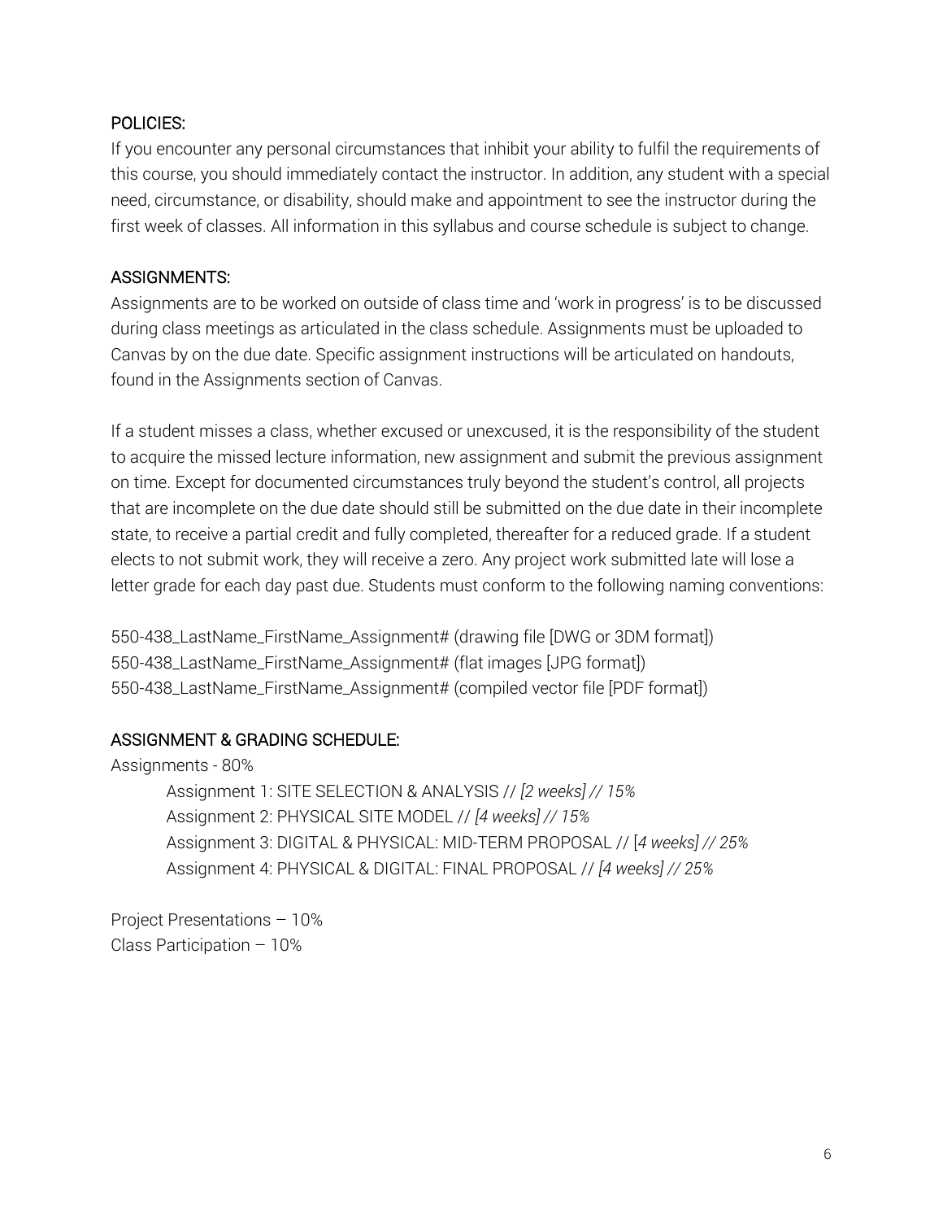## POLICIES:

If you encounter any personal circumstances that inhibit your ability to fulfil the requirements of this course, you should immediately contact the instructor. In addition, any student with a special need, circumstance, or disability, should make and appointment to see the instructor during the first week of classes. All information in this syllabus and course schedule is subject to change.

## ASSIGNMENTS:

Assignments are to be worked on outside of class time and 'work in progress' is to be discussed during class meetings as articulated in the class schedule. Assignments must be uploaded to Canvas by on the due date. Specific assignment instructions will be articulated on handouts, found in the Assignments section of Canvas.

If a student misses a class, whether excused or unexcused, it is the responsibility of the student to acquire the missed lecture information, new assignment and submit the previous assignment on time. Except for documented circumstances truly beyond the student's control, all projects that are incomplete on the due date should still be submitted on the due date in their incomplete state, to receive a partial credit and fully completed, thereafter for a reduced grade. If a student elects to not submit work, they will receive a zero. Any project work submitted late will lose a letter grade for each day past due. Students must conform to the following naming conventions:

550-438_LastName_FirstName_Assignment# (drawing file [DWG or 3DM format])
550-438_LastName_FirstName_Assignment# (flat images [JPG format])
550-438_LastName_FirstName_Assignment# (compiled vector file [PDF format])

## ASSIGNMENT & GRADING SCHEDULE:

Assignments - 80%

- Assignment 1: SITE SELECTION & ANALYSIS // *[2 weeks] // 15%*
- Assignment 2: PHYSICAL SITE MODEL // *[4 weeks] // 15%*
- Assignment 3: DIGITAL & PHYSICAL: MID-TERM PROPOSAL // [*4 weeks] // 25%*
- Assignment 4: PHYSICAL & DIGITAL: FINAL PROPOSAL // *[4 weeks] // 25%*

Project Presentations – 10%
Class Participation – 10%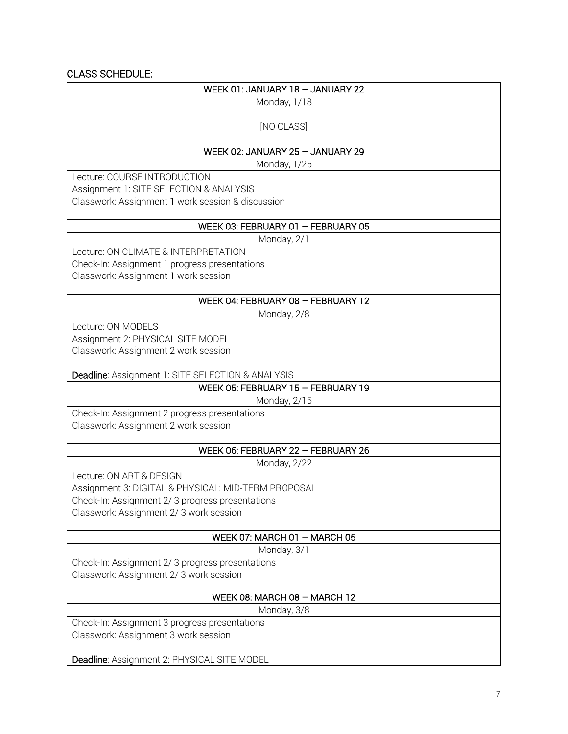## CLASS SCHEDULE:

| WEEK 01: JANUARY 18 – JANUARY 22 |
|---|
| Monday, 1/18 |
| [NO CLASS] |

| WEEK 02: JANUARY 25 – JANUARY 29 |
|---|
| Monday, 1/25 |
| Lecture: COURSE INTRODUCTION<br>Assignment 1: SITE SELECTION & ANALYSIS<br>Classwork: Assignment 1 work session & discussion |

| WEEK 03: FEBRUARY 01 – FEBRUARY 05 |
|---|
| Monday, 2/1 |
| Lecture: ON CLIMATE & INTERPRETATION<br>Check-In: Assignment 1 progress presentations<br>Classwork: Assignment 1 work session |

| WEEK 04: FEBRUARY 08 – FEBRUARY 12 |
|---|
| Monday, 2/8 |
| Lecture: ON MODELS<br>Assignment 2: PHYSICAL SITE MODEL<br>Classwork: Assignment 2 work session<br><br>**Deadline**: Assignment 1: SITE SELECTION & ANALYSIS |

| WEEK 05: FEBRUARY 15 – FEBRUARY 19 |
|---|
| Monday, 2/15 |
| Check-In: Assignment 2 progress presentations<br>Classwork: Assignment 2 work session |

| WEEK 06: FEBRUARY 22 – FEBRUARY 26 |
|---|
| Monday, 2/22 |
| Lecture: ON ART & DESIGN<br>Assignment 3: DIGITAL & PHYSICAL: MID-TERM PROPOSAL<br>Check-In: Assignment 2/ 3 progress presentations<br>Classwork: Assignment 2/ 3 work session |

| WEEK 07: MARCH 01 – MARCH 05 |
|---|
| Monday, 3/1 |
| Check-In: Assignment 2/ 3 progress presentations<br>Classwork: Assignment 2/ 3 work session |

| WEEK 08: MARCH 08 – MARCH 12 |
|---|
| Monday, 3/8 |
| Check-In: Assignment 3 progress presentations<br>Classwork: Assignment 3 work session<br><br>**Deadline**: Assignment 2: PHYSICAL SITE MODEL |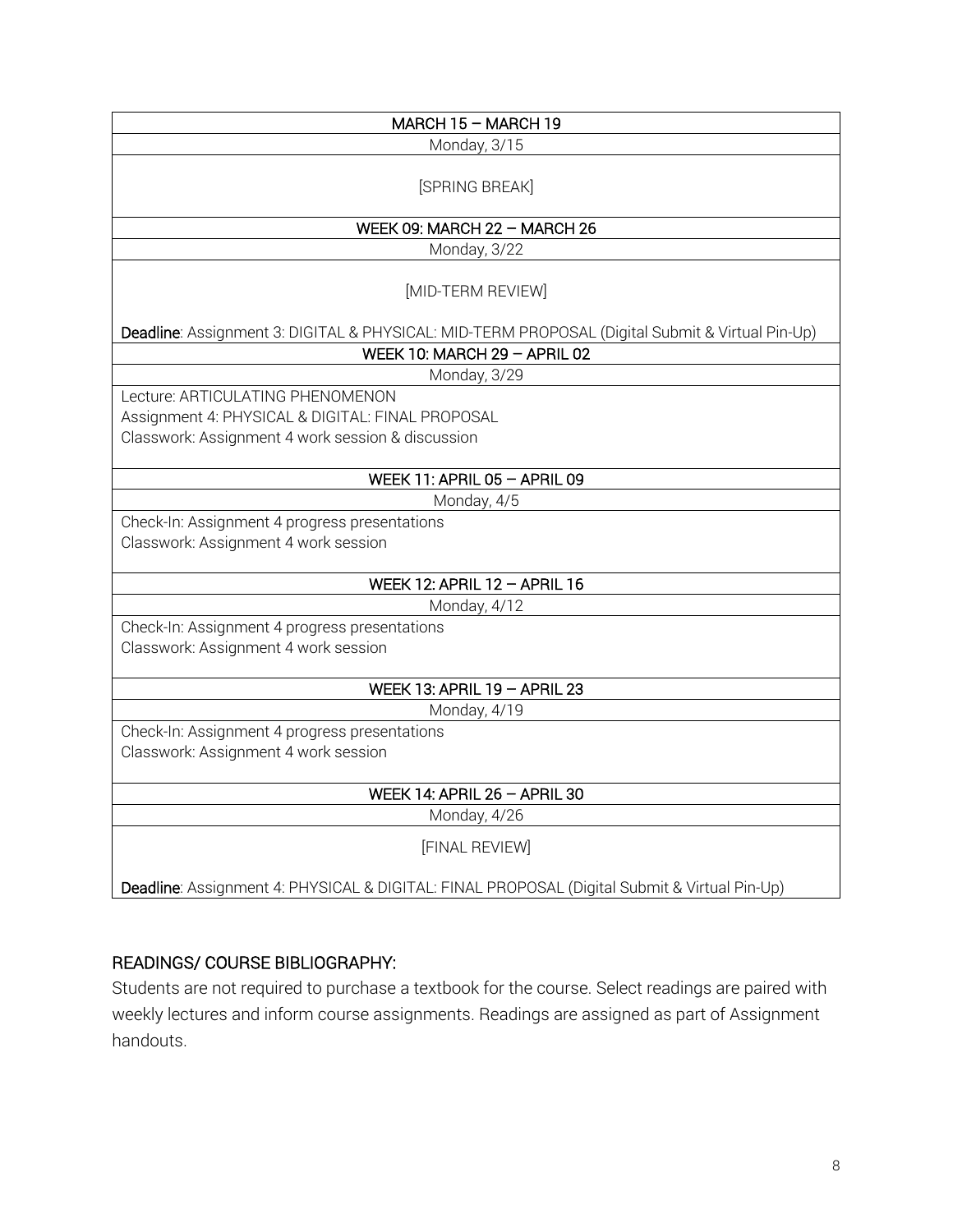| MARCH 15 – MARCH 19 |
| --- |
| Monday, 3/15 |
| [SPRING BREAK] |
| WEEK 09: MARCH 22 – MARCH 26 |
| Monday, 3/22 |
| [MID-TERM REVIEW]<br><br>**Deadline**: Assignment 3: DIGITAL & PHYSICAL: MID-TERM PROPOSAL (Digital Submit & Virtual Pin-Up) |
| WEEK 10: MARCH 29 – APRIL 02 |
| Monday, 3/29 |
| Lecture: ARTICULATING PHENOMENON<br>Assignment 4: PHYSICAL & DIGITAL: FINAL PROPOSAL<br>Classwork: Assignment 4 work session & discussion |
| WEEK 11: APRIL 05 – APRIL 09 |
| Monday, 4/5 |
| Check-In: Assignment 4 progress presentations<br>Classwork: Assignment 4 work session |
| WEEK 12: APRIL 12 – APRIL 16 |
| Monday, 4/12 |
| Check-In: Assignment 4 progress presentations<br>Classwork: Assignment 4 work session |
| WEEK 13: APRIL 19 – APRIL 23 |
| Monday, 4/19 |
| Check-In: Assignment 4 progress presentations<br>Classwork: Assignment 4 work session |
| WEEK 14: APRIL 26 – APRIL 30 |
| Monday, 4/26 |
| [FINAL REVIEW]<br><br>**Deadline**: Assignment 4: PHYSICAL & DIGITAL: FINAL PROPOSAL (Digital Submit & Virtual Pin-Up) |

## READINGS/ COURSE BIBLIOGRAPHY:

Students are not required to purchase a textbook for the course. Select readings are paired with weekly lectures and inform course assignments. Readings are assigned as part of Assignment handouts.